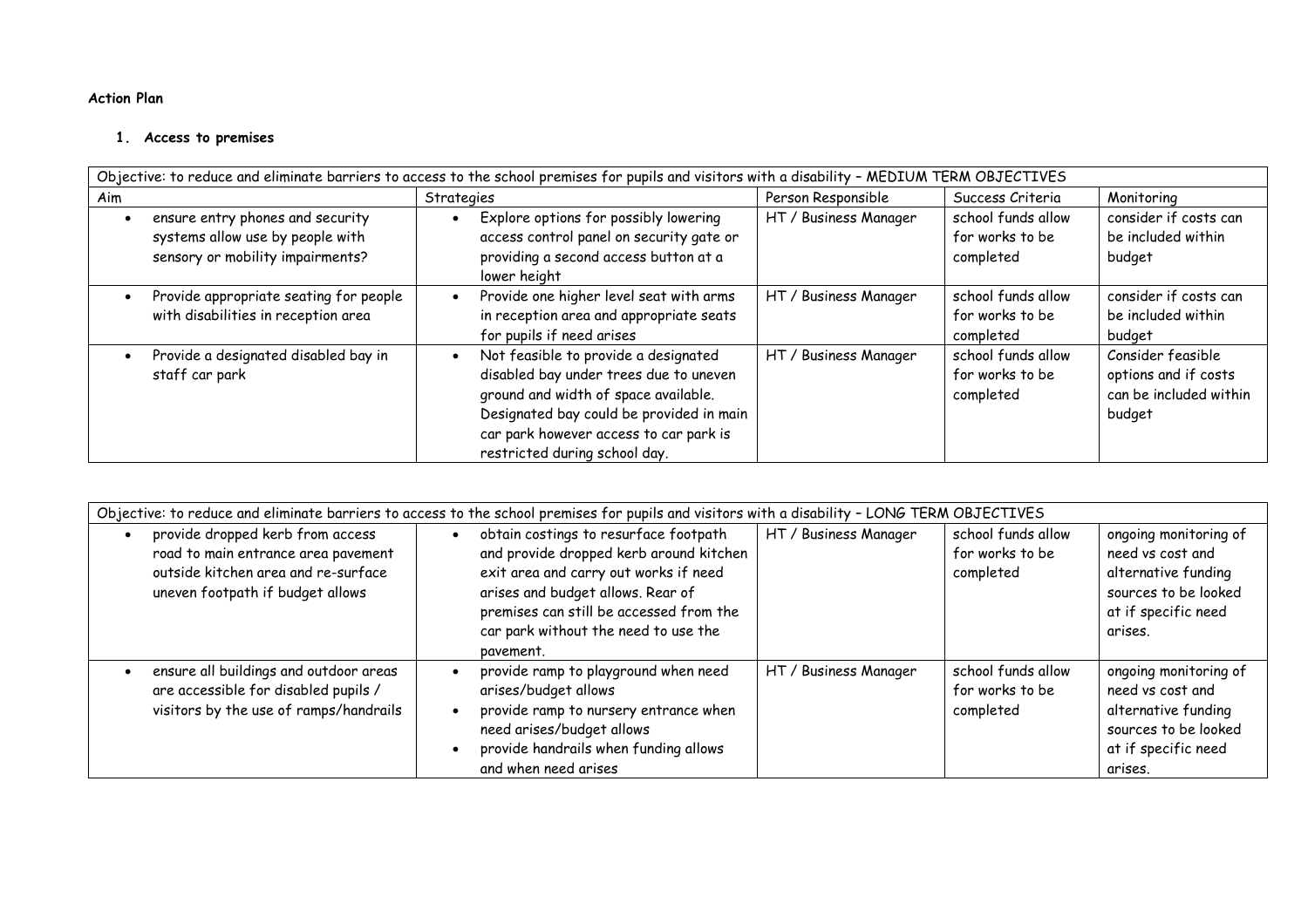**Action Plan**

## 1. Access to premises

| Objective: to reduce and eliminate barriers to access to the school premises for pupils and visitors with a disability – MEDIUM TERM OBJECTIVES | | | | |
|---|---|---|---|---|
| Aim | Strategies | Person Responsible | Success Criteria | Monitoring |
| • ensure entry phones and security systems allow use by people with sensory or mobility impairments? | • Explore options for possibly lowering access control panel on security gate or providing a second access button at a lower height | HT / Business Manager | school funds allow for works to be completed | consider if costs can be included within budget |
| • Provide appropriate seating for people with disabilities in reception area | • Provide one higher level seat with arms in reception area and appropriate seats for pupils if need arises | HT / Business Manager | school funds allow for works to be completed | consider if costs can be included within budget |
| • Provide a designated disabled bay in staff car park | • Not feasible to provide a designated disabled bay under trees due to uneven ground and width of space available. Designated bay could be provided in main car park however access to car park is restricted during school day. | HT / Business Manager | school funds allow for works to be completed | Consider feasible options and if costs can be included within budget |

| Objective: to reduce and eliminate barriers to access to the school premises for pupils and visitors with a disability – LONG TERM OBJECTIVES | | | | |
|---|---|---|---|---|
| • provide dropped kerb from access road to main entrance area pavement outside kitchen area and re-surface uneven footpath if budget allows | • obtain costings to resurface footpath and provide dropped kerb around kitchen exit area and carry out works if need arises and budget allows. Rear of premises can still be accessed from the car park without the need to use the pavement. | HT / Business Manager | school funds allow for works to be completed | ongoing monitoring of need vs cost and alternative funding sources to be looked at if specific need arises. |
| • ensure all buildings and outdoor areas are accessible for disabled pupils / visitors by the use of ramps/handrails | • provide ramp to playground when need arises/budget allows<br>• provide ramp to nursery entrance when need arises/budget allows<br>• provide handrails when funding allows and when need arises | HT / Business Manager | school funds allow for works to be completed | ongoing monitoring of need vs cost and alternative funding sources to be looked at if specific need arises. |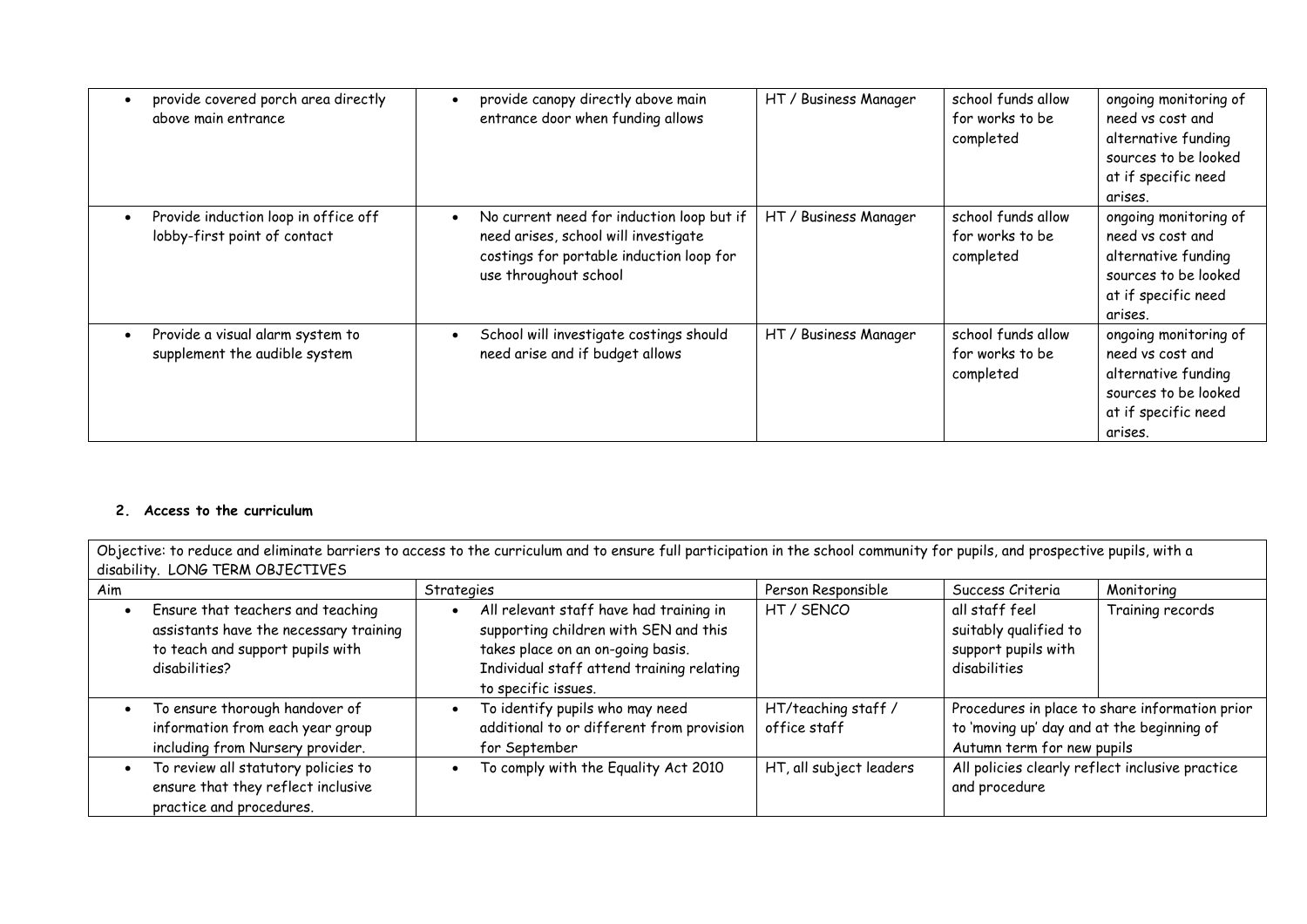| | | | | |
|---|---|---|---|---|
| • provide covered porch area directly above main entrance | • provide canopy directly above main entrance door when funding allows | HT / Business Manager | school funds allow for works to be completed | ongoing monitoring of need vs cost and alternative funding sources to be looked at if specific need arises. |
| • Provide induction loop in office off lobby-first point of contact | • No current need for induction loop but if need arises, school will investigate costings for portable induction loop for use throughout school | HT / Business Manager | school funds allow for works to be completed | ongoing monitoring of need vs cost and alternative funding sources to be looked at if specific need arises. |
| • Provide a visual alarm system to supplement the audible system | • School will investigate costings should need arise and if budget allows | HT / Business Manager | school funds allow for works to be completed | ongoing monitoring of need vs cost and alternative funding sources to be looked at if specific need arises. |

**2. Access to the curriculum**

| Objective: to reduce and eliminate barriers to access to the curriculum and to ensure full participation in the school community for pupils, and prospective pupils, with a disability. LONG TERM OBJECTIVES | | | | |
|---|---|---|---|---|
| Aim | Strategies | Person Responsible | Success Criteria | Monitoring |
| • Ensure that teachers and teaching assistants have the necessary training to teach and support pupils with disabilities? | • All relevant staff have had training in supporting children with SEN and this takes place on an on-going basis. Individual staff attend training relating to specific issues. | HT / SENCO | all staff feel suitably qualified to support pupils with disabilities | Training records |
| • To ensure thorough handover of information from each year group including from Nursery provider. | • To identify pupils who may need additional to or different from provision for September | HT/teaching staff / office staff | Procedures in place to share information prior to 'moving up' day and at the beginning of Autumn term for new pupils | |
| • To review all statutory policies to ensure that they reflect inclusive practice and procedures. | • To comply with the Equality Act 2010 | HT, all subject leaders | All policies clearly reflect inclusive practice and procedure | |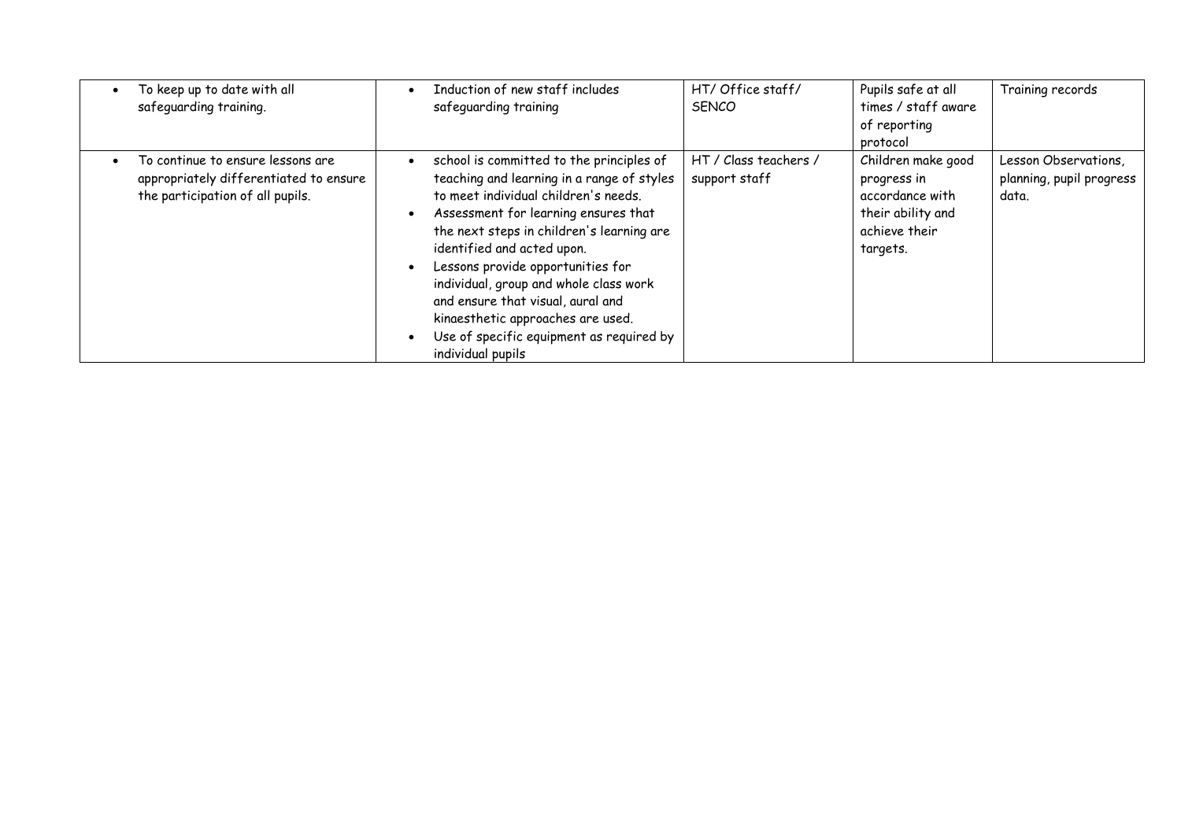| | | | | |
|---|---|---|---|---|
| • To keep up to date with all safeguarding training. | • Induction of new staff includes safeguarding training | HT/ Office staff/ SENCO | Pupils safe at all times / staff aware of reporting protocol | Training records |
| • To continue to ensure lessons are appropriately differentiated to ensure the participation of all pupils. | • school is committed to the principles of teaching and learning in a range of styles to meet individual children's needs.<br>• Assessment for learning ensures that the next steps in children's learning are identified and acted upon.<br>• Lessons provide opportunities for individual, group and whole class work and ensure that visual, aural and kinaesthetic approaches are used.<br>• Use of specific equipment as required by individual pupils | HT / Class teachers / support staff | Children make good progress in accordance with their ability and achieve their targets. | Lesson Observations, planning, pupil progress data. |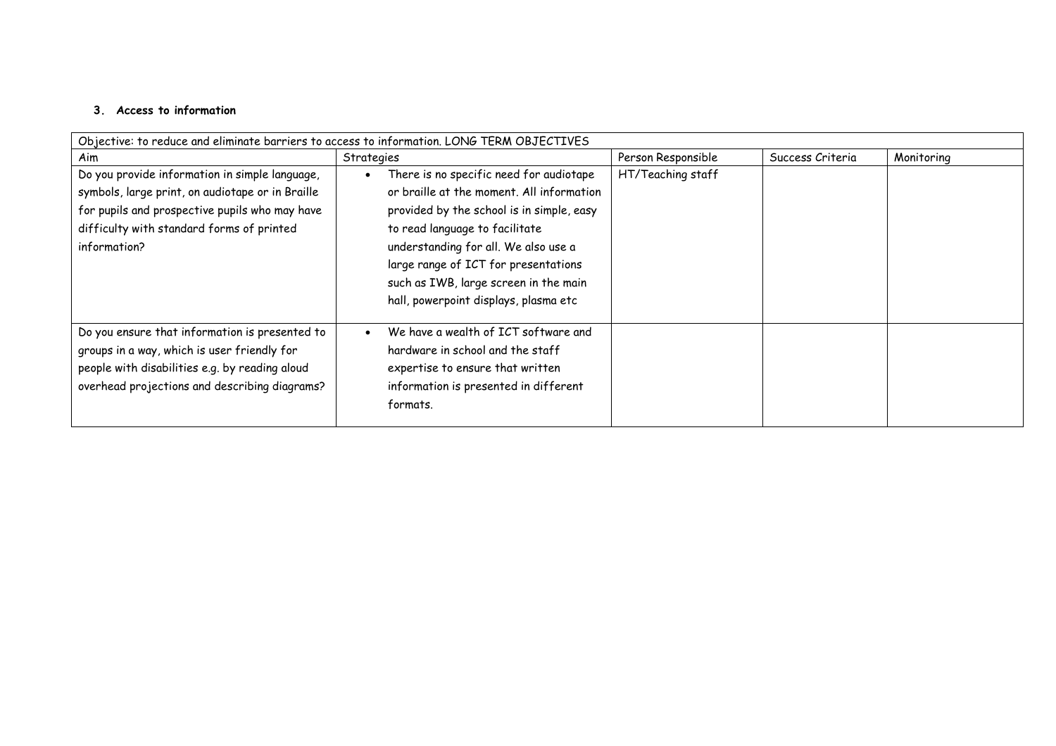### 3. Access to information

| Objective: to reduce and eliminate barriers to access to information. LONG TERM OBJECTIVES | | | | |
|---|---|---|---|---|
| Aim | Strategies | Person Responsible | Success Criteria | Monitoring |
| Do you provide information in simple language, symbols, large print, on audiotape or in Braille for pupils and prospective pupils who may have difficulty with standard forms of printed information? | • There is no specific need for audiotape or braille at the moment. All information provided by the school is in simple, easy to read language to facilitate understanding for all. We also use a large range of ICT for presentations such as IWB, large screen in the main hall, powerpoint displays, plasma etc | HT/Teaching staff | | |
| Do you ensure that information is presented to groups in a way, which is user friendly for people with disabilities e.g. by reading aloud overhead projections and describing diagrams? | • We have a wealth of ICT software and hardware in school and the staff expertise to ensure that written information is presented in different formats. | | | |